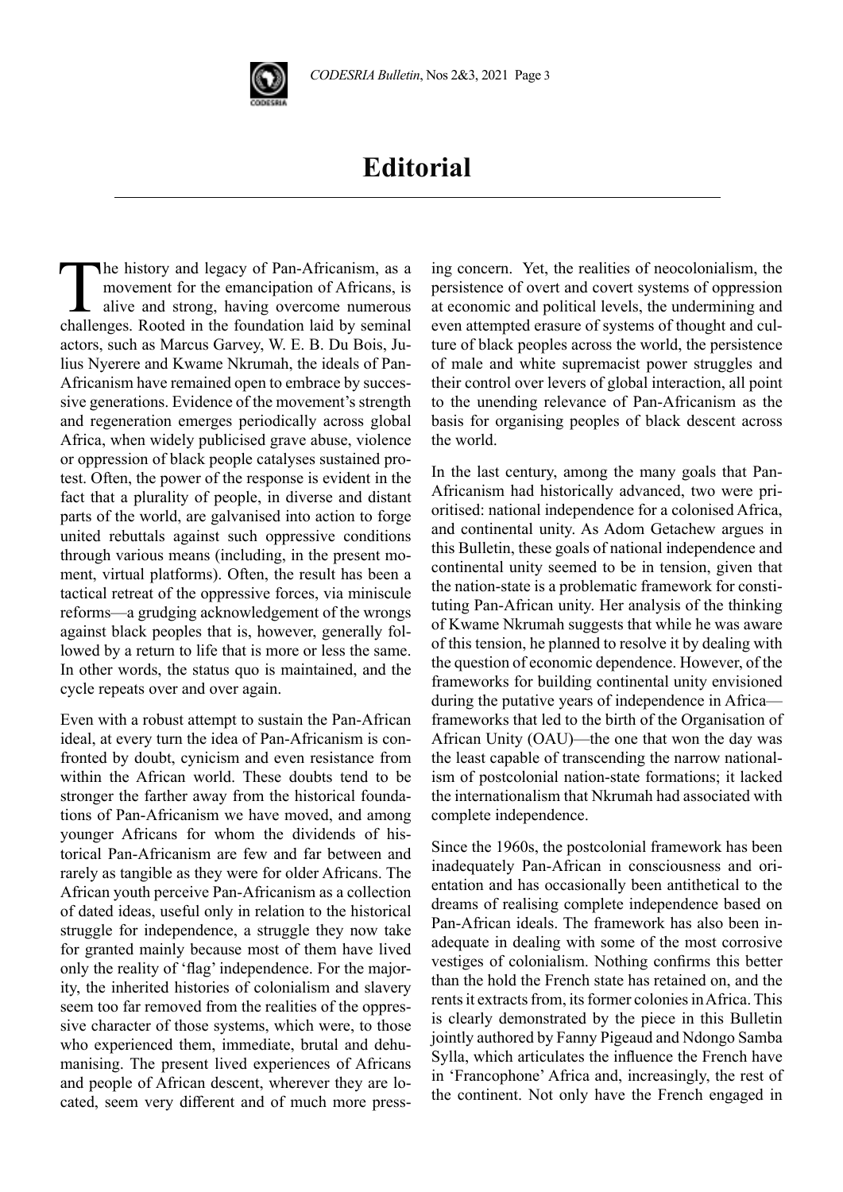# Editorial

The history and legacy of Pan-Africanism, as a movement for the emancipation of Africans, is alive and strong, having overcome numerous challenges. Rooted in the foundation laid by seminal actors, such as Marcus Garvey, W. E. B. Du Bois, Julius Nyerere and Kwame Nkrumah, the ideals of Pan-Africanism have remained open to embrace by successive generations. Evidence of the movement's strength and regeneration emerges periodically across global Africa, when widely publicised grave abuse, violence or oppression of black people catalyses sustained protest. Often, the power of the response is evident in the fact that a plurality of people, in diverse and distant parts of the world, are galvanised into action to forge united rebuttals against such oppressive conditions through various means (including, in the present moment, virtual platforms). Often, the result has been a tactical retreat of the oppressive forces, via miniscule reforms—a grudging acknowledgement of the wrongs against black peoples that is, however, generally followed by a return to life that is more or less the same. In other words, the status quo is maintained, and the cycle repeats over and over again.

Even with a robust attempt to sustain the Pan-African ideal, at every turn the idea of Pan-Africanism is confronted by doubt, cynicism and even resistance from within the African world. These doubts tend to be stronger the farther away from the historical foundations of Pan-Africanism we have moved, and among younger Africans for whom the dividends of historical Pan-Africanism are few and far between and rarely as tangible as they were for older Africans. The African youth perceive Pan-Africanism as a collection of dated ideas, useful only in relation to the historical struggle for independence, a struggle they now take for granted mainly because most of them have lived only the reality of 'flag' independence. For the majority, the inherited histories of colonialism and slavery seem too far removed from the realities of the oppressive character of those systems, which were, to those who experienced them, immediate, brutal and dehumanising. The present lived experiences of Africans and people of African descent, wherever they are located, seem very different and of much more pressing concern. Yet, the realities of neocolonialism, the persistence of overt and covert systems of oppression at economic and political levels, the undermining and even attempted erasure of systems of thought and culture of black peoples across the world, the persistence of male and white supremacist power struggles and their control over levers of global interaction, all point to the unending relevance of Pan-Africanism as the basis for organising peoples of black descent across the world.

In the last century, among the many goals that Pan-Africanism had historically advanced, two were prioritised: national independence for a colonised Africa, and continental unity. As Adom Getachew argues in this Bulletin, these goals of national independence and continental unity seemed to be in tension, given that the nation-state is a problematic framework for constituting Pan-African unity. Her analysis of the thinking of Kwame Nkrumah suggests that while he was aware of this tension, he planned to resolve it by dealing with the question of economic dependence. However, of the frameworks for building continental unity envisioned during the putative years of independence in Africa—frameworks that led to the birth of the Organisation of African Unity (OAU)—the one that won the day was the least capable of transcending the narrow nationalism of postcolonial nation-state formations; it lacked the internationalism that Nkrumah had associated with complete independence.

Since the 1960s, the postcolonial framework has been inadequately Pan-African in consciousness and orientation and has occasionally been antithetical to the dreams of realising complete independence based on Pan-African ideals. The framework has also been inadequate in dealing with some of the most corrosive vestiges of colonialism. Nothing confirms this better than the hold the French state has retained on, and the rents it extracts from, its former colonies in Africa. This is clearly demonstrated by the piece in this Bulletin jointly authored by Fanny Pigeaud and Ndongo Samba Sylla, which articulates the influence the French have in 'Francophone' Africa and, increasingly, the rest of the continent. Not only have the French engaged in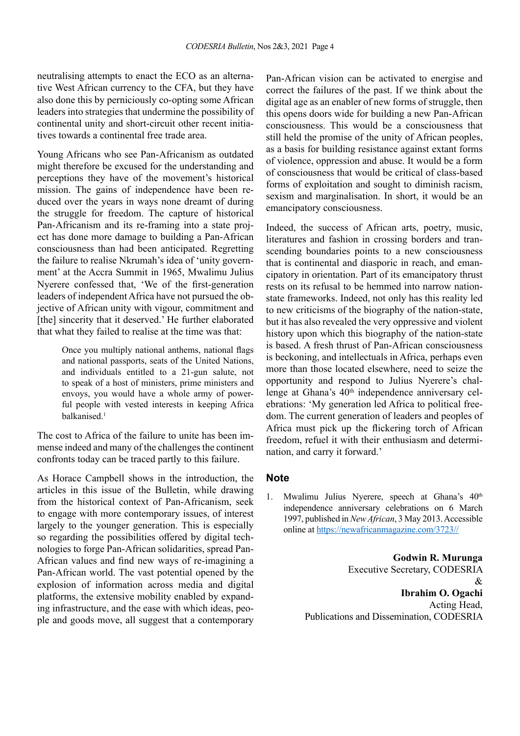neutralising attempts to enact the ECO as an alternative West African currency to the CFA, but they have also done this by perniciously co-opting some African leaders into strategies that undermine the possibility of continental unity and short-circuit other recent initiatives towards a continental free trade area.

Young Africans who see Pan-Africanism as outdated might therefore be excused for the understanding and perceptions they have of the movement's historical mission. The gains of independence have been reduced over the years in ways none dreamt of during the struggle for freedom. The capture of historical Pan-Africanism and its re-framing into a state project has done more damage to building a Pan-African consciousness than had been anticipated. Regretting the failure to realise Nkrumah's idea of 'unity government' at the Accra Summit in 1965, Mwalimu Julius Nyerere confessed that, 'We of the first-generation leaders of independent Africa have not pursued the objective of African unity with vigour, commitment and [the] sincerity that it deserved.' He further elaborated that what they failed to realise at the time was that:

> Once you multiply national anthems, national flags and national passports, seats of the United Nations, and individuals entitled to a 21-gun salute, not to speak of a host of ministers, prime ministers and envoys, you would have a whole army of powerful people with vested interests in keeping Africa balkanised.[1]

The cost to Africa of the failure to unite has been immense indeed and many of the challenges the continent confronts today can be traced partly to this failure.

As Horace Campbell shows in the introduction, the articles in this issue of the Bulletin, while drawing from the historical context of Pan-Africanism, seek to engage with more contemporary issues, of interest largely to the younger generation. This is especially so regarding the possibilities offered by digital technologies to forge Pan-African solidarities, spread Pan-African values and find new ways of re-imagining a Pan-African world. The vast potential opened by the explosion of information across media and digital platforms, the extensive mobility enabled by expanding infrastructure, and the ease with which ideas, people and goods move, all suggest that a contemporary Pan-African vision can be activated to energise and correct the failures of the past. If we think about the digital age as an enabler of new forms of struggle, then this opens doors wide for building a new Pan-African consciousness. This would be a consciousness that still held the promise of the unity of African peoples, as a basis for building resistance against extant forms of violence, oppression and abuse. It would be a form of consciousness that would be critical of class-based forms of exploitation and sought to diminish racism, sexism and marginalisation. In short, it would be an emancipatory consciousness.

Indeed, the success of African arts, poetry, music, literatures and fashion in crossing borders and transcending boundaries points to a new consciousness that is continental and diasporic in reach, and emancipatory in orientation. Part of its emancipatory thrust rests on its refusal to be hemmed into narrow nation-state frameworks. Indeed, not only has this reality led to new criticisms of the biography of the nation-state, but it has also revealed the very oppressive and violent history upon which this biography of the nation-state is based. A fresh thrust of Pan-African consciousness is beckoning, and intellectuals in Africa, perhaps even more than those located elsewhere, need to seize the opportunity and respond to Julius Nyerere's challenge at Ghana's 40th independence anniversary celebrations: 'My generation led Africa to political freedom. The current generation of leaders and peoples of Africa must pick up the flickering torch of African freedom, refuel it with their enthusiasm and determination, and carry it forward.'

## Note

1. Mwalimu Julius Nyerere, speech at Ghana's 40th independence anniversary celebrations on 6 March 1997, published in *New African*, 3 May 2013. Accessible online at https://newafricanmagazine.com/3723//

**Godwin R. Murunga**
Executive Secretary, CODESRIA
&
**Ibrahim O. Ogachi**
Acting Head,
Publications and Dissemination, CODESRIA